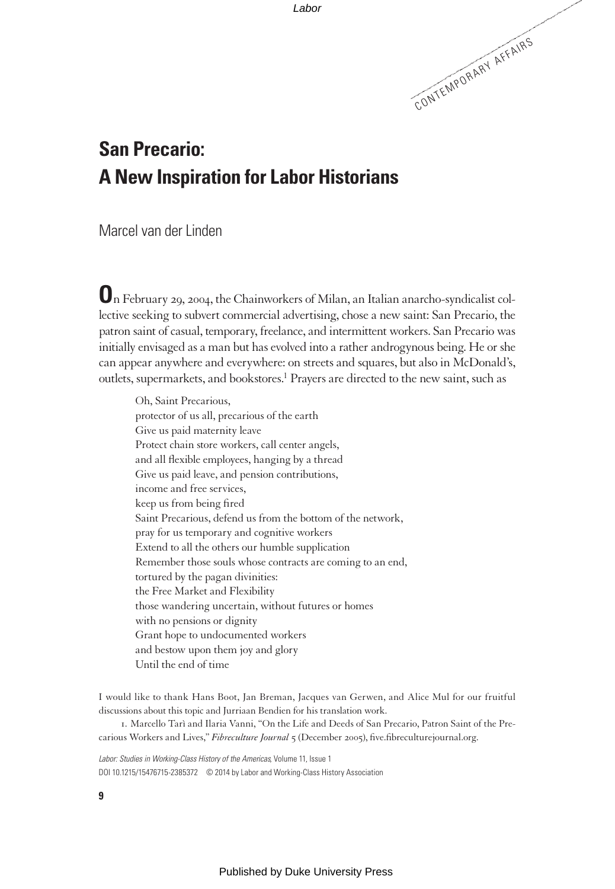CONTEMPORARY AFFAIRS

# San Precario: A New Inspiration for Labor Historians

Marcel van der Linden

On February 29, 2004, the Chainworkers of Milan, an Italian anarcho-syndicalist collective seeking to subvert commercial advertising, chose a new saint: San Precario, the patron saint of casual, temporary, freelance, and intermittent workers. San Precario was initially envisaged as a man but has evolved into a rather androgynous being. He or she can appear anywhere and everywhere: on streets and squares, but also in McDonald's, outlets, supermarkets, and bookstores.[1] Prayers are directed to the new saint, such as

> Oh, Saint Precarious,
> protector of us all, precarious of the earth
> Give us paid maternity leave
> Protect chain store workers, call center angels,
> and all flexible employees, hanging by a thread
> Give us paid leave, and pension contributions,
> income and free services,
> keep us from being fired
> Saint Precarious, defend us from the bottom of the network,
> pray for us temporary and cognitive workers
> Extend to all the others our humble supplication
> Remember those souls whose contracts are coming to an end,
> tortured by the pagan divinities:
> the Free Market and Flexibility
> those wandering uncertain, without futures or homes
> with no pensions or dignity
> Grant hope to undocumented workers
> and bestow upon them joy and glory
> Until the end of time

I would like to thank Hans Boot, Jan Breman, Jacques van Gerwen, and Alice Mul for our fruitful discussions about this topic and Jurriaan Bendien for his translation work.

1. Marcello Tarì and Ilaria Vanni, "On the Life and Deeds of San Precario, Patron Saint of the Precarious Workers and Lives," *Fibreculture Journal* 5 (December 2005), five.fibreculturejournal.org.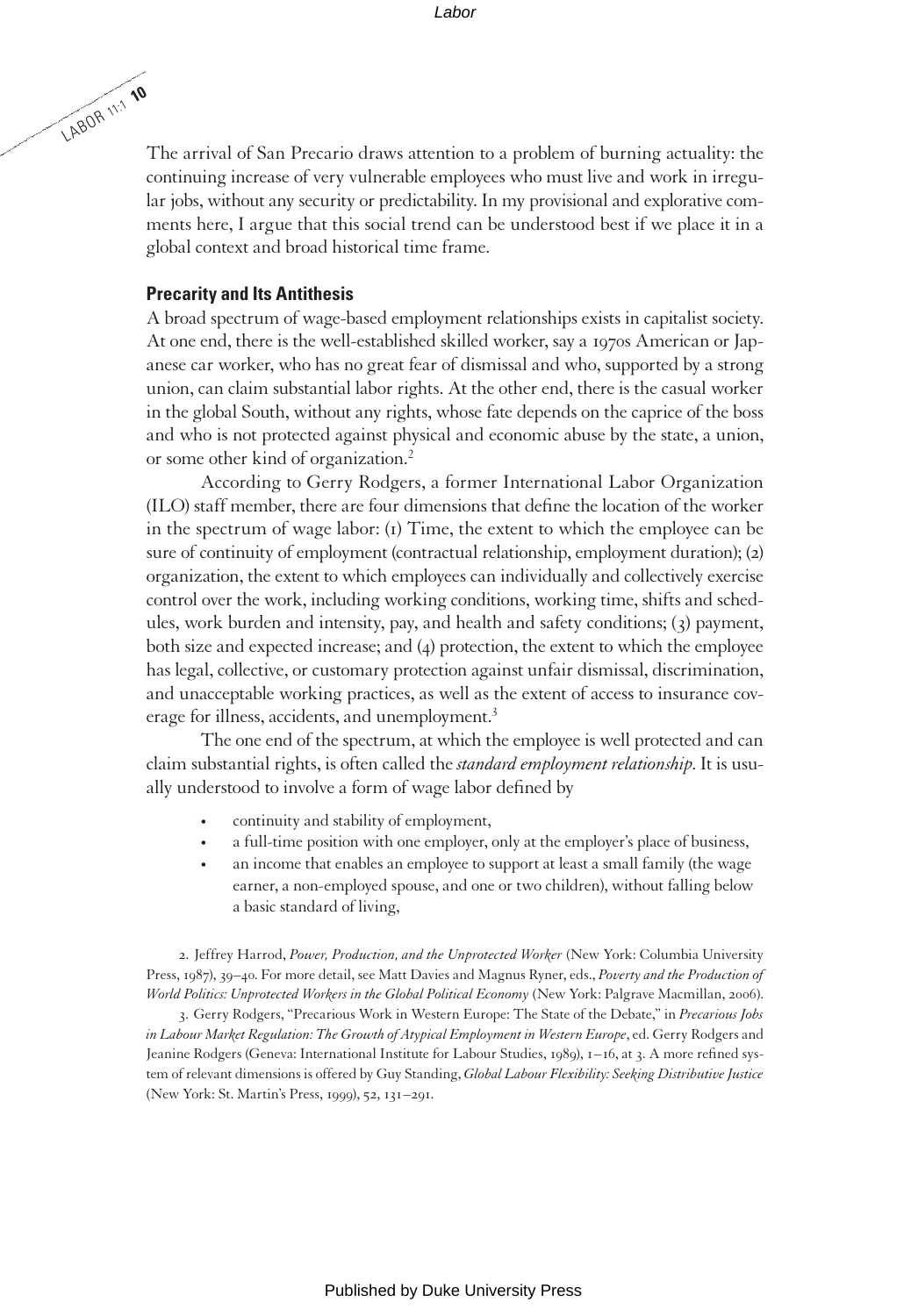The arrival of San Precario draws attention to a problem of burning actuality: the continuing increase of very vulnerable employees who must live and work in irregular jobs, without any security or predictability. In my provisional and explorative comments here, I argue that this social trend can be understood best if we place it in a global context and broad historical time frame.

## Precarity and Its Antithesis

A broad spectrum of wage-based employment relationships exists in capitalist society. At one end, there is the well-established skilled worker, say a 1970s American or Japanese car worker, who has no great fear of dismissal and who, supported by a strong union, can claim substantial labor rights. At the other end, there is the casual worker in the global South, without any rights, whose fate depends on the caprice of the boss and who is not protected against physical and economic abuse by the state, a union, or some other kind of organization.[2]

According to Gerry Rodgers, a former International Labor Organization (ILO) staff member, there are four dimensions that define the location of the worker in the spectrum of wage labor: (1) Time, the extent to which the employee can be sure of continuity of employment (contractual relationship, employment duration); (2) organization, the extent to which employees can individually and collectively exercise control over the work, including working conditions, working time, shifts and schedules, work burden and intensity, pay, and health and safety conditions; (3) payment, both size and expected increase; and (4) protection, the extent to which the employee has legal, collective, or customary protection against unfair dismissal, discrimination, and unacceptable working practices, as well as the extent of access to insurance coverage for illness, accidents, and unemployment.[3]

The one end of the spectrum, at which the employee is well protected and can claim substantial rights, is often called the *standard employment relationship*. It is usually understood to involve a form of wage labor defined by

- continuity and stability of employment,
- a full-time position with one employer, only at the employer's place of business,
- an income that enables an employee to support at least a small family (the wage earner, a non-employed spouse, and one or two children), without falling below a basic standard of living,

2. Jeffrey Harrod, *Power, Production, and the Unprotected Worker* (New York: Columbia University Press, 1987), 39–40. For more detail, see Matt Davies and Magnus Ryner, eds., *Poverty and the Production of World Politics: Unprotected Workers in the Global Political Economy* (New York: Palgrave Macmillan, 2006).

3. Gerry Rodgers, "Precarious Work in Western Europe: The State of the Debate," in *Precarious Jobs in Labour Market Regulation: The Growth of Atypical Employment in Western Europe*, ed. Gerry Rodgers and Jeanine Rodgers (Geneva: International Institute for Labour Studies, 1989), 1–16, at 3. A more refined system of relevant dimensions is offered by Guy Standing, *Global Labour Flexibility: Seeking Distributive Justice* (New York: St. Martin's Press, 1999), 52, 131–291.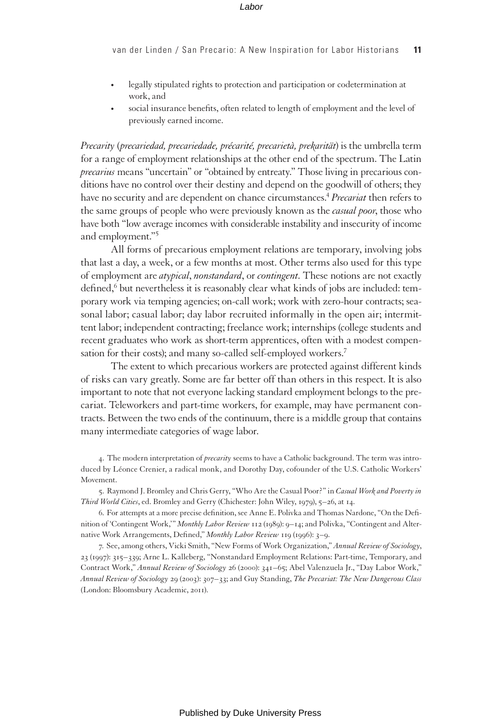- legally stipulated rights to protection and participation or codetermination at work, and
- social insurance benefits, often related to length of employment and the level of previously earned income.

*Precarity* (*precariedad, precariedade, précarité, precarietà, prekarität*) is the umbrella term for a range of employment relationships at the other end of the spectrum. The Latin *precarius* means "uncertain" or "obtained by entreaty." Those living in precarious conditions have no control over their destiny and depend on the goodwill of others; they have no security and are dependent on chance circumstances.[4] *Precariat* then refers to the same groups of people who were previously known as the *casual poor*, those who have both "low average incomes with considerable instability and insecurity of income and employment."[5]

All forms of precarious employment relations are temporary, involving jobs that last a day, a week, or a few months at most. Other terms also used for this type of employment are *atypical*, *nonstandard*, or *contingent*. These notions are not exactly defined,[6] but nevertheless it is reasonably clear what kinds of jobs are included: temporary work via temping agencies; on-call work; work with zero-hour contracts; seasonal labor; casual labor; day labor recruited informally in the open air; intermittent labor; independent contracting; freelance work; internships (college students and recent graduates who work as short-term apprentices, often with a modest compensation for their costs); and many so-called self-employed workers.[7]

The extent to which precarious workers are protected against different kinds of risks can vary greatly. Some are far better off than others in this respect. It is also important to note that not everyone lacking standard employment belongs to the precariat. Teleworkers and part-time workers, for example, may have permanent contracts. Between the two ends of the continuum, there is a middle group that contains many intermediate categories of wage labor.

4. The modern interpretation of *precarity* seems to have a Catholic background. The term was introduced by Léonce Crenier, a radical monk, and Dorothy Day, cofounder of the U.S. Catholic Workers' Movement.

5. Raymond J. Bromley and Chris Gerry, "Who Are the Casual Poor?" in *Casual Work and Poverty in Third World Cities*, ed. Bromley and Gerry (Chichester: John Wiley, 1979), 5–26, at 14.

6. For attempts at a more precise definition, see Anne E. Polivka and Thomas Nardone, "On the Definition of 'Contingent Work,'" *Monthly Labor Review* 112 (1989): 9–14; and Polivka, "Contingent and Alternative Work Arrangements, Defined," *Monthly Labor Review* 119 (1996): 3–9.

7. See, among others, Vicki Smith, "New Forms of Work Organization," *Annual Review of Sociology*, 23 (1997): 315–339; Arne L. Kalleberg, "Nonstandard Employment Relations: Part-time, Temporary, and Contract Work," *Annual Review of Sociology* 26 (2000): 341–65; Abel Valenzuela Jr., "Day Labor Work," *Annual Review of Sociology* 29 (2003): 307–33; and Guy Standing, *The Precariat: The New Dangerous Class* (London: Bloomsbury Academic, 2011).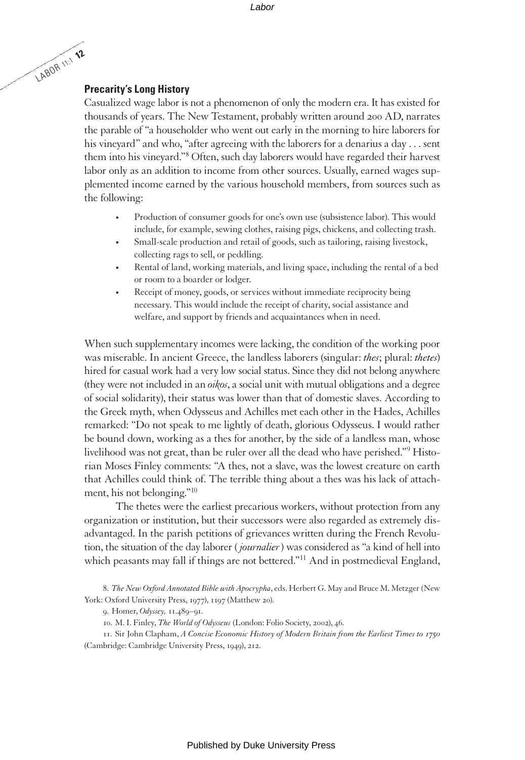## Precarity's Long History

Casualized wage labor is not a phenomenon of only the modern era. It has existed for thousands of years. The New Testament, probably written around 200 AD, narrates the parable of "a householder who went out early in the morning to hire laborers for his vineyard" and who, "after agreeing with the laborers for a denarius a day . . . sent them into his vineyard."[8] Often, such day laborers would have regarded their harvest labor only as an addition to income from other sources. Usually, earned wages supplemented income earned by the various household members, from sources such as the following:

- Production of consumer goods for one's own use (subsistence labor). This would include, for example, sewing clothes, raising pigs, chickens, and collecting trash.
- Small-scale production and retail of goods, such as tailoring, raising livestock, collecting rags to sell, or peddling.
- Rental of land, working materials, and living space, including the rental of a bed or room to a boarder or lodger.
- Receipt of money, goods, or services without immediate reciprocity being necessary. This would include the receipt of charity, social assistance and welfare, and support by friends and acquaintances when in need.

When such supplementary incomes were lacking, the condition of the working poor was miserable. In ancient Greece, the landless laborers (singular: *thes*; plural: *thetes*) hired for casual work had a very low social status. Since they did not belong anywhere (they were not included in an *oikos*, a social unit with mutual obligations and a degree of social solidarity), their status was lower than that of domestic slaves. According to the Greek myth, when Odysseus and Achilles met each other in the Hades, Achilles remarked: "Do not speak to me lightly of death, glorious Odysseus. I would rather be bound down, working as a thes for another, by the side of a landless man, whose livelihood was not great, than be ruler over all the dead who have perished."[9] Historian Moses Finley comments: "A thes, not a slave, was the lowest creature on earth that Achilles could think of. The terrible thing about a thes was his lack of attachment, his not belonging."[10]

The thetes were the earliest precarious workers, without protection from any organization or institution, but their successors were also regarded as extremely disadvantaged. In the parish petitions of grievances written during the French Revolution, the situation of the day laborer (*journalier*) was considered as "a kind of hell into which peasants may fall if things are not bettered."[11] And in postmedieval England,

8. *The New Oxford Annotated Bible with Apocrypha*, eds. Herbert G. May and Bruce M. Metzger (New York: Oxford University Press, 1977), 1197 (Matthew 20).

9. Homer, *Odyssey,* 11.489–91.

10. M. I. Finley, *The World of Odysseus* (London: Folio Society, 2002), 46.

11. Sir John Clapham, *A Concise Economic History of Modern Britain from the Earliest Times to 1750* (Cambridge: Cambridge University Press, 1949), 212.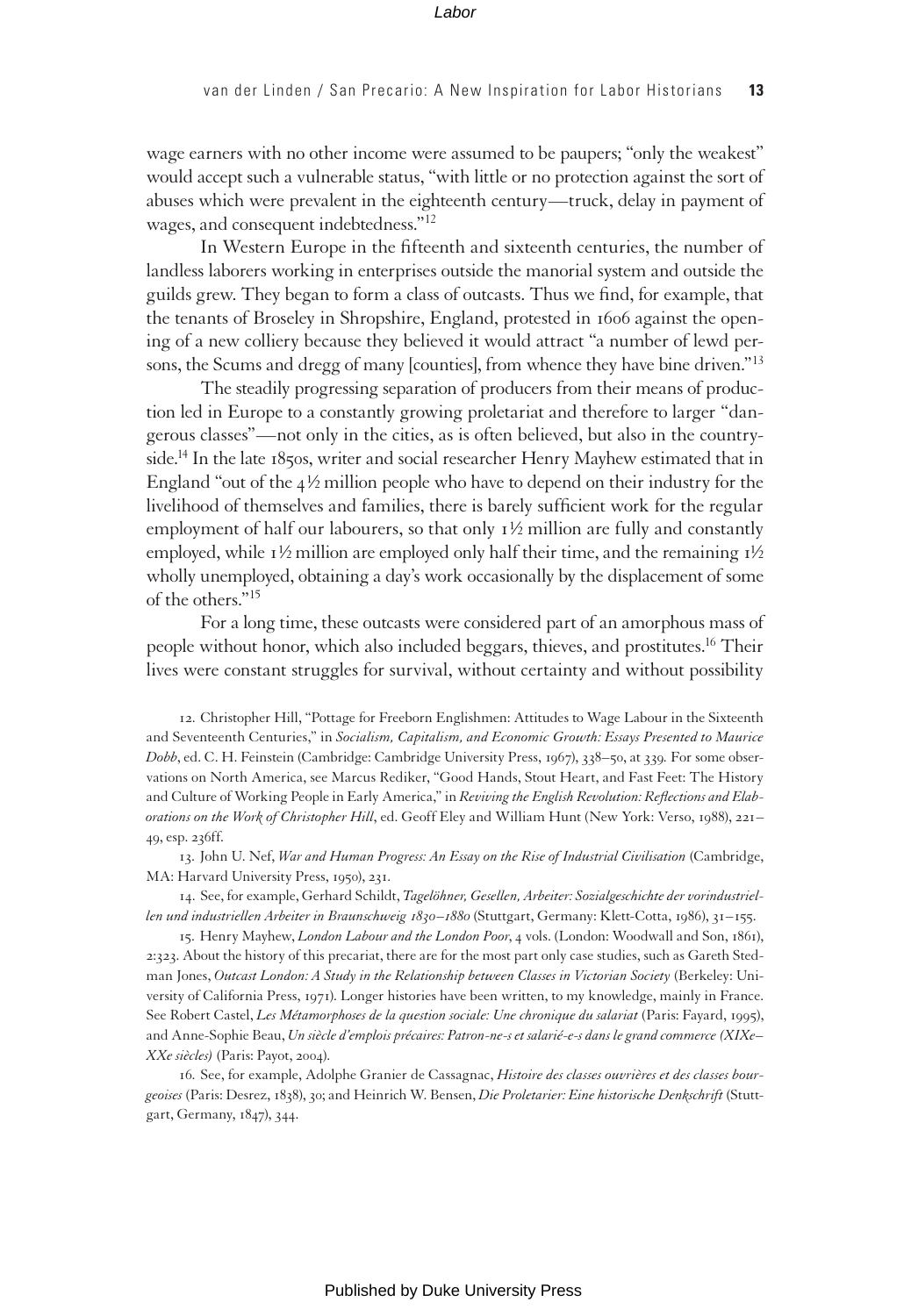wage earners with no other income were assumed to be paupers; "only the weakest" would accept such a vulnerable status, "with little or no protection against the sort of abuses which were prevalent in the eighteenth century—truck, delay in payment of wages, and consequent indebtedness."[12]

In Western Europe in the fifteenth and sixteenth centuries, the number of landless laborers working in enterprises outside the manorial system and outside the guilds grew. They began to form a class of outcasts. Thus we find, for example, that the tenants of Broseley in Shropshire, England, protested in 1606 against the opening of a new colliery because they believed it would attract "a number of lewd persons, the Scums and dregg of many [counties], from whence they have bine driven."[13]

The steadily progressing separation of producers from their means of production led in Europe to a constantly growing proletariat and therefore to larger "dangerous classes"—not only in the cities, as is often believed, but also in the countryside.[14] In the late 1850s, writer and social researcher Henry Mayhew estimated that in England "out of the 4½ million people who have to depend on their industry for the livelihood of themselves and families, there is barely sufficient work for the regular employment of half our labourers, so that only 1½ million are fully and constantly employed, while 1½ million are employed only half their time, and the remaining 1½ wholly unemployed, obtaining a day's work occasionally by the displacement of some of the others."[15]

For a long time, these outcasts were considered part of an amorphous mass of people without honor, which also included beggars, thieves, and prostitutes.[16] Their lives were constant struggles for survival, without certainty and without possibility

12. Christopher Hill, "Pottage for Freeborn Englishmen: Attitudes to Wage Labour in the Sixteenth and Seventeenth Centuries," in *Socialism, Capitalism, and Economic Growth: Essays Presented to Maurice Dobb*, ed. C. H. Feinstein (Cambridge: Cambridge University Press, 1967), 338–50, at 339. For some observations on North America, see Marcus Rediker, "Good Hands, Stout Heart, and Fast Feet: The History and Culture of Working People in Early America," in *Reviving the English Revolution: Reflections and Elaborations on the Work of Christopher Hill*, ed. Geoff Eley and William Hunt (New York: Verso, 1988), 221–49, esp. 236ff.

13. John U. Nef, *War and Human Progress: An Essay on the Rise of Industrial Civilisation* (Cambridge, MA: Harvard University Press, 1950), 231.

14. See, for example, Gerhard Schildt, *Tagelöhner, Gesellen, Arbeiter: Sozialgeschichte der vorindustriellen und industriellen Arbeiter in Braunschweig 1830–1880* (Stuttgart, Germany: Klett-Cotta, 1986), 31–155.

15. Henry Mayhew, *London Labour and the London Poor*, 4 vols. (London: Woodwall and Son, 1861), 2:323. About the history of this precariat, there are for the most part only case studies, such as Gareth Stedman Jones, *Outcast London: A Study in the Relationship between Classes in Victorian Society* (Berkeley: University of California Press, 1971). Longer histories have been written, to my knowledge, mainly in France. See Robert Castel, *Les Métamorphoses de la question sociale: Une chronique du salariat* (Paris: Fayard, 1995), and Anne-Sophie Beau, *Un siècle d'emplois précaires: Patron-ne-s et salarié-e-s dans le grand commerce (XIXe–XXe siècles)* (Paris: Payot, 2004).

16. See, for example, Adolphe Granier de Cassagnac, *Histoire des classes ouvrières et des classes bourgeoises* (Paris: Desrez, 1838), 30; and Heinrich W. Bensen, *Die Proletarier: Eine historische Denkschrift* (Stuttgart, Germany, 1847), 344.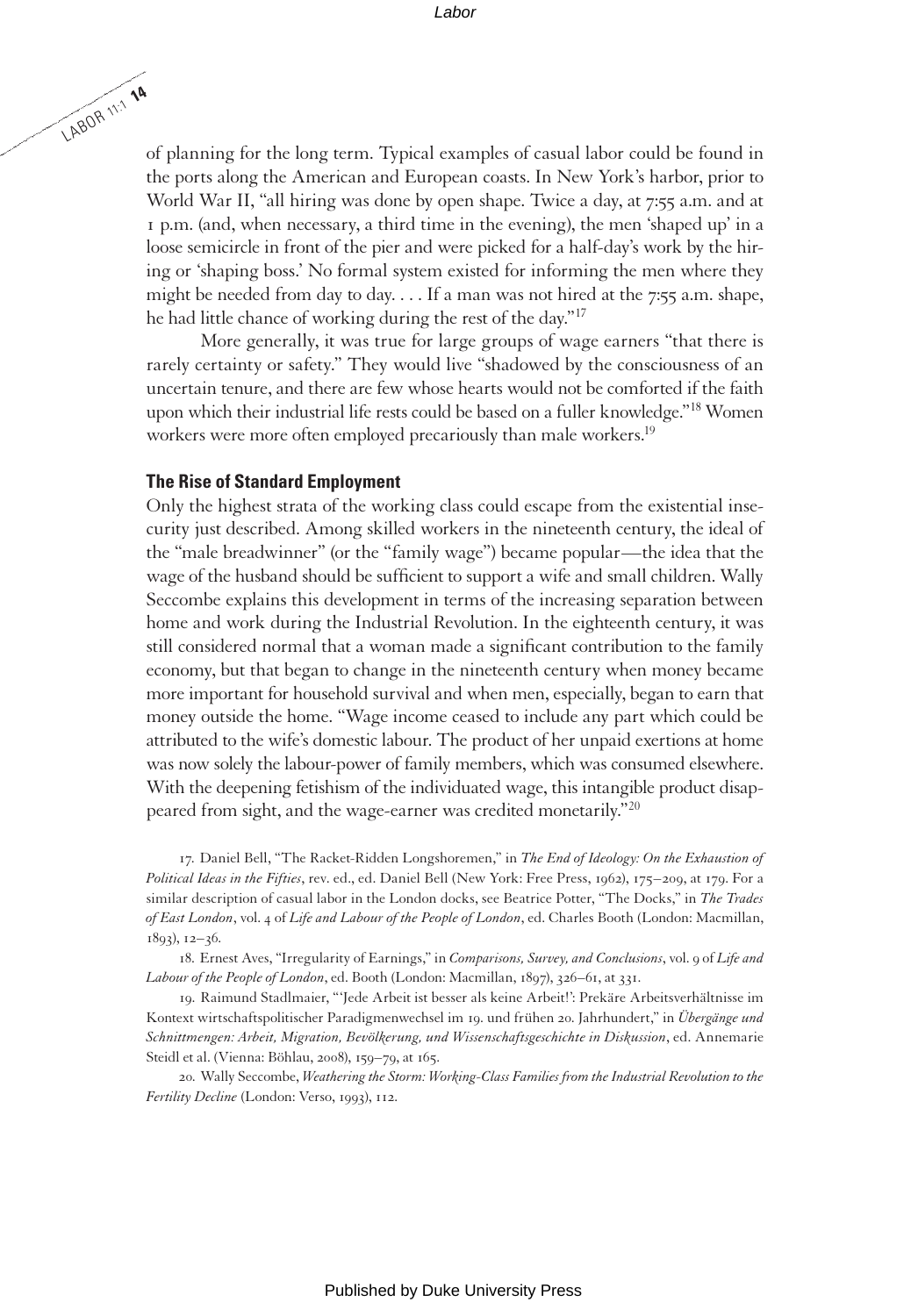of planning for the long term. Typical examples of casual labor could be found in the ports along the American and European coasts. In New York's harbor, prior to World War II, "all hiring was done by open shape. Twice a day, at 7:55 a.m. and at 1 p.m. (and, when necessary, a third time in the evening), the men 'shaped up' in a loose semicircle in front of the pier and were picked for a half-day's work by the hiring or 'shaping boss.' No formal system existed for informing the men where they might be needed from day to day. . . . If a man was not hired at the 7:55 a.m. shape, he had little chance of working during the rest of the day."[17]

More generally, it was true for large groups of wage earners "that there is rarely certainty or safety." They would live "shadowed by the consciousness of an uncertain tenure, and there are few whose hearts would not be comforted if the faith upon which their industrial life rests could be based on a fuller knowledge."[18] Women workers were more often employed precariously than male workers.[19]

### The Rise of Standard Employment

Only the highest strata of the working class could escape from the existential insecurity just described. Among skilled workers in the nineteenth century, the ideal of the "male breadwinner" (or the "family wage") became popular—the idea that the wage of the husband should be sufficient to support a wife and small children. Wally Seccombe explains this development in terms of the increasing separation between home and work during the Industrial Revolution. In the eighteenth century, it was still considered normal that a woman made a significant contribution to the family economy, but that began to change in the nineteenth century when money became more important for household survival and when men, especially, began to earn that money outside the home. "Wage income ceased to include any part which could be attributed to the wife's domestic labour. The product of her unpaid exertions at home was now solely the labour-power of family members, which was consumed elsewhere. With the deepening fetishism of the individuated wage, this intangible product disappeared from sight, and the wage-earner was credited monetarily."[20]

17. Daniel Bell, "The Racket-Ridden Longshoremen," in *The End of Ideology: On the Exhaustion of Political Ideas in the Fifties*, rev. ed., ed. Daniel Bell (New York: Free Press, 1962), 175–209, at 179. For a similar description of casual labor in the London docks, see Beatrice Potter, "The Docks," in *The Trades of East London*, vol. 4 of *Life and Labour of the People of London*, ed. Charles Booth (London: Macmillan, 1893), 12–36.

18. Ernest Aves, "Irregularity of Earnings," in *Comparisons, Survey, and Conclusions*, vol. 9 of *Life and Labour of the People of London*, ed. Booth (London: Macmillan, 1897), 326–61, at 331.

19. Raimund Stadlmaier, "'Jede Arbeit ist besser als keine Arbeit!': Prekäre Arbeitsverhältnisse im Kontext wirtschaftspolitischer Paradigmenwechsel im 19. und frühen 20. Jahrhundert," in *Übergänge und Schnittmengen: Arbeit, Migration, Bevölkerung, und Wissenschaftsgeschichte in Diskussion*, ed. Annemarie Steidl et al. (Vienna: Böhlau, 2008), 159–79, at 165.

20. Wally Seccombe, *Weathering the Storm: Working-Class Families from the Industrial Revolution to the Fertility Decline* (London: Verso, 1993), 112.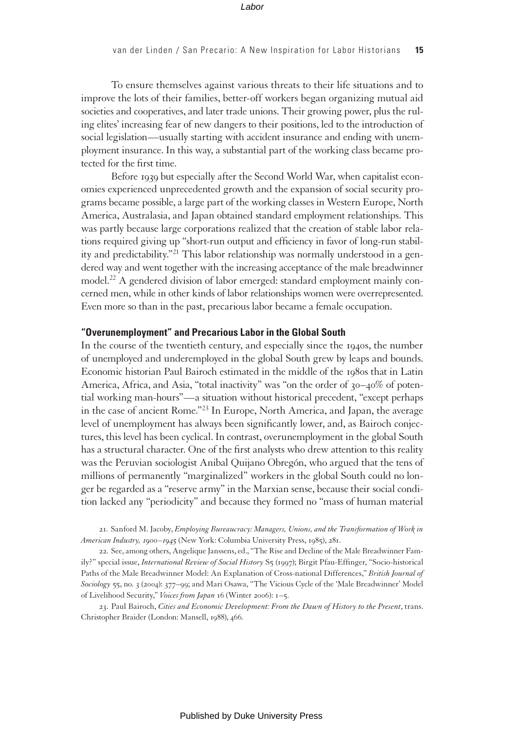To ensure themselves against various threats to their life situations and to improve the lots of their families, better-off workers began organizing mutual aid societies and cooperatives, and later trade unions. Their growing power, plus the ruling elites' increasing fear of new dangers to their positions, led to the introduction of social legislation—usually starting with accident insurance and ending with unemployment insurance. In this way, a substantial part of the working class became protected for the first time.

Before 1939 but especially after the Second World War, when capitalist economies experienced unprecedented growth and the expansion of social security programs became possible, a large part of the working classes in Western Europe, North America, Australasia, and Japan obtained standard employment relationships. This was partly because large corporations realized that the creation of stable labor relations required giving up "short-run output and efficiency in favor of long-run stability and predictability."[21] This labor relationship was normally understood in a gendered way and went together with the increasing acceptance of the male breadwinner model.[22] A gendered division of labor emerged: standard employment mainly concerned men, while in other kinds of labor relationships women were overrepresented. Even more so than in the past, precarious labor became a female occupation.

## "Overunemployment" and Precarious Labor in the Global South

In the course of the twentieth century, and especially since the 1940s, the number of unemployed and underemployed in the global South grew by leaps and bounds. Economic historian Paul Bairoch estimated in the middle of the 1980s that in Latin America, Africa, and Asia, "total inactivity" was "on the order of 30–40% of potential working man-hours"—a situation without historical precedent, "except perhaps in the case of ancient Rome."[23] In Europe, North America, and Japan, the average level of unemployment has always been significantly lower, and, as Bairoch conjectures, this level has been cyclical. In contrast, overunemployment in the global South has a structural character. One of the first analysts who drew attention to this reality was the Peruvian sociologist Anibal Quijano Obregón, who argued that the tens of millions of permanently "marginalized" workers in the global South could no longer be regarded as a "reserve army" in the Marxian sense, because their social condition lacked any "periodicity" and because they formed no "mass of human material

21. Sanford M. Jacoby, *Employing Bureaucracy: Managers, Unions, and the Transformation of Work in American Industry, 1900–1945* (New York: Columbia University Press, 1985), 281.

22. See, among others, Angelique Janssens, ed., "The Rise and Decline of the Male Breadwinner Family?" special issue, *International Review of Social History* S5 (1997); Birgit Pfau-Effinger, "Socio-historical Paths of the Male Breadwinner Model: An Explanation of Cross-national Differences," *British Journal of Sociology* 55, no. 3 (2004): 377–99; and Mari Osawa, "The Vicious Cycle of the 'Male Breadwinner' Model of Livelihood Security," *Voices from Japan* 16 (Winter 2006): 1–5.

23. Paul Bairoch, *Cities and Economic Development: From the Dawn of History to the Present*, trans. Christopher Braider (London: Mansell, 1988), 466.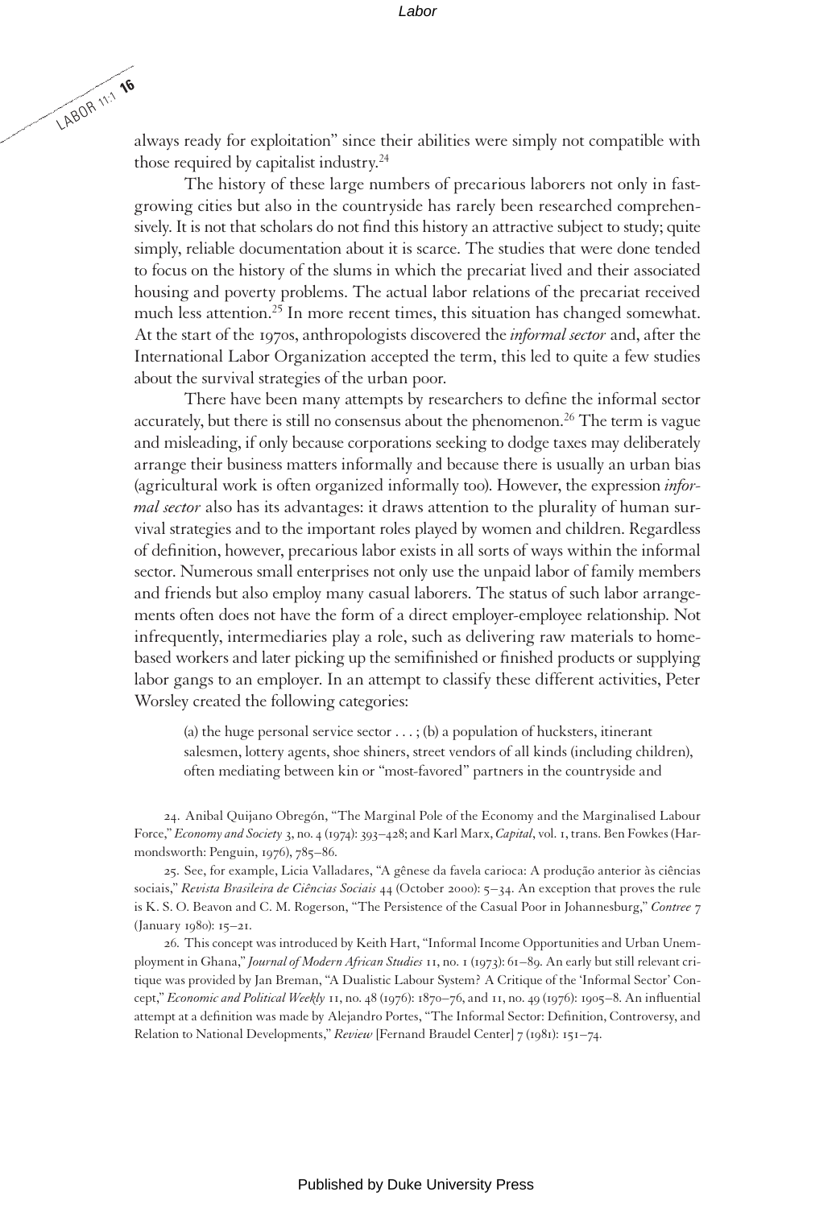always ready for exploitation" since their abilities were simply not compatible with those required by capitalist industry.[24]

The history of these large numbers of precarious laborers not only in fast-growing cities but also in the countryside has rarely been researched comprehensively. It is not that scholars do not find this history an attractive subject to study; quite simply, reliable documentation about it is scarce. The studies that were done tended to focus on the history of the slums in which the precariat lived and their associated housing and poverty problems. The actual labor relations of the precariat received much less attention.[25] In more recent times, this situation has changed somewhat. At the start of the 1970s, anthropologists discovered the *informal sector* and, after the International Labor Organization accepted the term, this led to quite a few studies about the survival strategies of the urban poor.

There have been many attempts by researchers to define the informal sector accurately, but there is still no consensus about the phenomenon.[26] The term is vague and misleading, if only because corporations seeking to dodge taxes may deliberately arrange their business matters informally and because there is usually an urban bias (agricultural work is often organized informally too). However, the expression *informal sector* also has its advantages: it draws attention to the plurality of human survival strategies and to the important roles played by women and children. Regardless of definition, however, precarious labor exists in all sorts of ways within the informal sector. Numerous small enterprises not only use the unpaid labor of family members and friends but also employ many casual laborers. The status of such labor arrangements often does not have the form of a direct employer-employee relationship. Not infrequently, intermediaries play a role, such as delivering raw materials to home-based workers and later picking up the semifinished or finished products or supplying labor gangs to an employer. In an attempt to classify these different activities, Peter Worsley created the following categories:

> (a) the huge personal service sector . . . ; (b) a population of hucksters, itinerant salesmen, lottery agents, shoe shiners, street vendors of all kinds (including children), often mediating between kin or "most-favored" partners in the countryside and

24. Anibal Quijano Obregón, "The Marginal Pole of the Economy and the Marginalised Labour Force," *Economy and Society* 3, no. 4 (1974): 393–428; and Karl Marx, *Capital*, vol. 1, trans. Ben Fowkes (Harmondsworth: Penguin, 1976), 785–86.

25. See, for example, Licia Valladares, "A gênese da favela carioca: A produção anterior às ciências sociais," *Revista Brasileira de Ciências Sociais* 44 (October 2000): 5–34. An exception that proves the rule is K. S. O. Beavon and C. M. Rogerson, "The Persistence of the Casual Poor in Johannesburg," *Contree* 7 (January 1980): 15–21.

26. This concept was introduced by Keith Hart, "Informal Income Opportunities and Urban Unemployment in Ghana," *Journal of Modern African Studies* 11, no. 1 (1973): 61–89. An early but still relevant critique was provided by Jan Breman, "A Dualistic Labour System? A Critique of the 'Informal Sector' Concept," *Economic and Political Weekly* 11, no. 48 (1976): 1870–76, and 11, no. 49 (1976): 1905–8. An influential attempt at a definition was made by Alejandro Portes, "The Informal Sector: Definition, Controversy, and Relation to National Developments," *Review* [Fernand Braudel Center] 7 (1981): 151–74.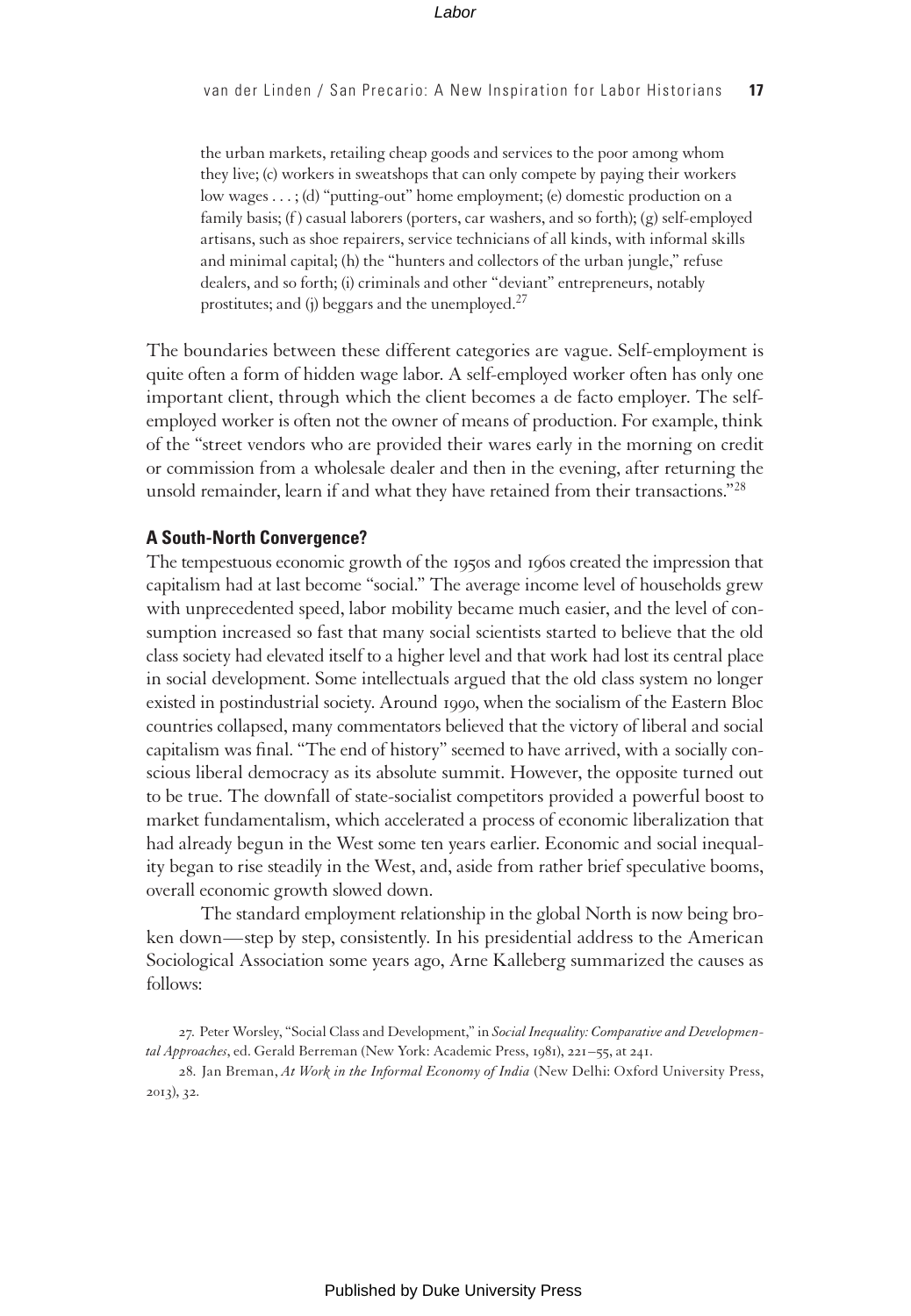the urban markets, retailing cheap goods and services to the poor among whom they live; (c) workers in sweatshops that can only compete by paying their workers low wages . . . ; (d) "putting-out" home employment; (e) domestic production on a family basis; (f) casual laborers (porters, car washers, and so forth); (g) self-employed artisans, such as shoe repairers, service technicians of all kinds, with informal skills and minimal capital; (h) the "hunters and collectors of the urban jungle," refuse dealers, and so forth; (i) criminals and other "deviant" entrepreneurs, notably prostitutes; and (j) beggars and the unemployed.[27]

The boundaries between these different categories are vague. Self-employment is quite often a form of hidden wage labor. A self-employed worker often has only one important client, through which the client becomes a de facto employer. The self-employed worker is often not the owner of means of production. For example, think of the "street vendors who are provided their wares early in the morning on credit or commission from a wholesale dealer and then in the evening, after returning the unsold remainder, learn if and what they have retained from their transactions."[28]

### A South-North Convergence?

The tempestuous economic growth of the 1950s and 1960s created the impression that capitalism had at last become "social." The average income level of households grew with unprecedented speed, labor mobility became much easier, and the level of consumption increased so fast that many social scientists started to believe that the old class society had elevated itself to a higher level and that work had lost its central place in social development. Some intellectuals argued that the old class system no longer existed in postindustrial society. Around 1990, when the socialism of the Eastern Bloc countries collapsed, many commentators believed that the victory of liberal and social capitalism was final. "The end of history" seemed to have arrived, with a socially conscious liberal democracy as its absolute summit. However, the opposite turned out to be true. The downfall of state-socialist competitors provided a powerful boost to market fundamentalism, which accelerated a process of economic liberalization that had already begun in the West some ten years earlier. Economic and social inequality began to rise steadily in the West, and, aside from rather brief speculative booms, overall economic growth slowed down.

The standard employment relationship in the global North is now being broken down—step by step, consistently. In his presidential address to the American Sociological Association some years ago, Arne Kalleberg summarized the causes as follows:

27. Peter Worsley, "Social Class and Development," in *Social Inequality: Comparative and Developmental Approaches*, ed. Gerald Berreman (New York: Academic Press, 1981), 221–55, at 241.

28. Jan Breman, *At Work in the Informal Economy of India* (New Delhi: Oxford University Press, 2013), 32.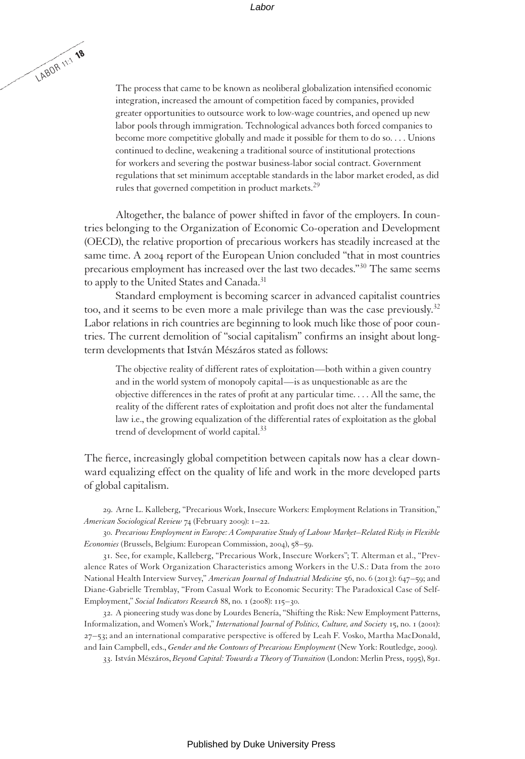> The process that came to be known as neoliberal globalization intensified economic integration, increased the amount of competition faced by companies, provided greater opportunities to outsource work to low-wage countries, and opened up new labor pools through immigration. Technological advances both forced companies to become more competitive globally and made it possible for them to do so. . . . Unions continued to decline, weakening a traditional source of institutional protections for workers and severing the postwar business-labor social contract. Government regulations that set minimum acceptable standards in the labor market eroded, as did rules that governed competition in product markets.[29]

Altogether, the balance of power shifted in favor of the employers. In countries belonging to the Organization of Economic Co-operation and Development (OECD), the relative proportion of precarious workers has steadily increased at the same time. A 2004 report of the European Union concluded "that in most countries precarious employment has increased over the last two decades."[30] The same seems to apply to the United States and Canada.[31]

Standard employment is becoming scarcer in advanced capitalist countries too, and it seems to be even more a male privilege than was the case previously.[32] Labor relations in rich countries are beginning to look much like those of poor countries. The current demolition of "social capitalism" confirms an insight about long-term developments that István Mészáros stated as follows:

> The objective reality of different rates of exploitation—both within a given country and in the world system of monopoly capital—is as unquestionable as are the objective differences in the rates of profit at any particular time. . . . All the same, the reality of the different rates of exploitation and profit does not alter the fundamental law i.e., the growing equalization of the differential rates of exploitation as the global trend of development of world capital.[33]

The fierce, increasingly global competition between capitals now has a clear downward equalizing effect on the quality of life and work in the more developed parts of global capitalism.

29. Arne L. Kalleberg, "Precarious Work, Insecure Workers: Employment Relations in Transition," *American Sociological Review* 74 (February 2009): 1–22.

30. *Precarious Employment in Europe: A Comparative Study of Labour Market–Related Risks in Flexible Economies* (Brussels, Belgium: European Commission, 2004), 58–59.

31. See, for example, Kalleberg, "Precarious Work, Insecure Workers"; T. Alterman et al., "Prevalence Rates of Work Organization Characteristics among Workers in the U.S.: Data from the 2010 National Health Interview Survey," *American Journal of Industrial Medicine* 56, no. 6 (2013): 647–59; and Diane-Gabrielle Tremblay, "From Casual Work to Economic Security: The Paradoxical Case of Self-Employment," *Social Indicators Research* 88, no. 1 (2008): 115–30.

32. A pioneering study was done by Lourdes Benería, "Shifting the Risk: New Employment Patterns, Informalization, and Women's Work," *International Journal of Politics, Culture, and Society* 15, no. 1 (2001): 27–53; and an international comparative perspective is offered by Leah F. Vosko, Martha MacDonald, and Iain Campbell, eds., *Gender and the Contours of Precarious Employment* (New York: Routledge, 2009).

33. István Mészáros, *Beyond Capital: Towards a Theory of Transition* (London: Merlin Press, 1995), 891.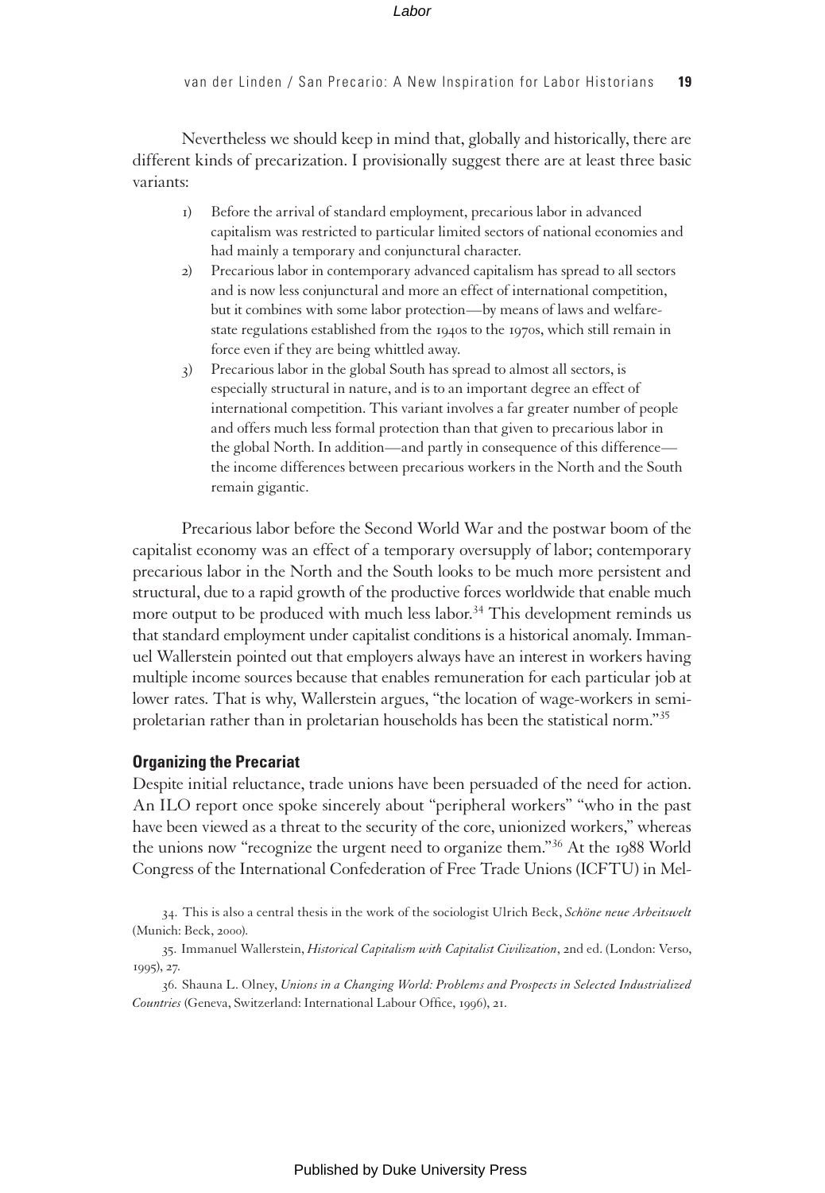Nevertheless we should keep in mind that, globally and historically, there are different kinds of precarization. I provisionally suggest there are at least three basic variants:

1) Before the arrival of standard employment, precarious labor in advanced capitalism was restricted to particular limited sectors of national economies and had mainly a temporary and conjunctural character.
2) Precarious labor in contemporary advanced capitalism has spread to all sectors and is now less conjunctural and more an effect of international competition, but it combines with some labor protection—by means of laws and welfare-state regulations established from the 1940s to the 1970s, which still remain in force even if they are being whittled away.
3) Precarious labor in the global South has spread to almost all sectors, is especially structural in nature, and is to an important degree an effect of international competition. This variant involves a far greater number of people and offers much less formal protection than that given to precarious labor in the global North. In addition—and partly in consequence of this difference—the income differences between precarious workers in the North and the South remain gigantic.

Precarious labor before the Second World War and the postwar boom of the capitalist economy was an effect of a temporary oversupply of labor; contemporary precarious labor in the North and the South looks to be much more persistent and structural, due to a rapid growth of the productive forces worldwide that enable much more output to be produced with much less labor.[34] This development reminds us that standard employment under capitalist conditions is a historical anomaly. Immanuel Wallerstein pointed out that employers always have an interest in workers having multiple income sources because that enables remuneration for each particular job at lower rates. That is why, Wallerstein argues, "the location of wage-workers in semi-proletarian rather than in proletarian households has been the statistical norm."[35]

### Organizing the Precariat

Despite initial reluctance, trade unions have been persuaded of the need for action. An ILO report once spoke sincerely about "peripheral workers" "who in the past have been viewed as a threat to the security of the core, unionized workers," whereas the unions now "recognize the urgent need to organize them."[36] At the 1988 World Congress of the International Confederation of Free Trade Unions (ICFTU) in Mel-

34. This is also a central thesis in the work of the sociologist Ulrich Beck, *Schöne neue Arbeitswelt* (Munich: Beck, 2000).

35. Immanuel Wallerstein, *Historical Capitalism with Capitalist Civilization*, 2nd ed. (London: Verso, 1995), 27.

36. Shauna L. Olney, *Unions in a Changing World: Problems and Prospects in Selected Industrialized Countries* (Geneva, Switzerland: International Labour Office, 1996), 21.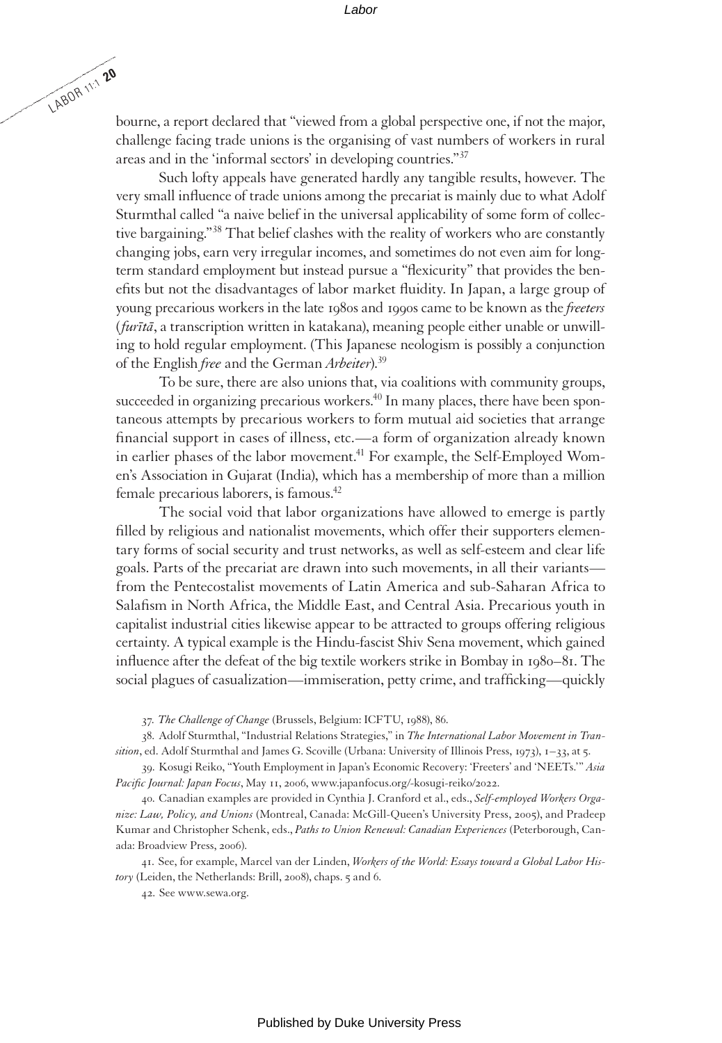bourne, a report declared that "viewed from a global perspective one, if not the major, challenge facing trade unions is the organising of vast numbers of workers in rural areas and in the 'informal sectors' in developing countries."[37]

Such lofty appeals have generated hardly any tangible results, however. The very small influence of trade unions among the precariat is mainly due to what Adolf Sturmthal called "a naive belief in the universal applicability of some form of collective bargaining."[38] That belief clashes with the reality of workers who are constantly changing jobs, earn very irregular incomes, and sometimes do not even aim for long-term standard employment but instead pursue a "flexicurity" that provides the benefits but not the disadvantages of labor market fluidity. In Japan, a large group of young precarious workers in the late 1980s and 1990s came to be known as the *freeters* (*furītā*, a transcription written in katakana), meaning people either unable or unwilling to hold regular employment. (This Japanese neologism is possibly a conjunction of the English *free* and the German *Arbeiter*).[39]

To be sure, there are also unions that, via coalitions with community groups, succeeded in organizing precarious workers.[40] In many places, there have been spontaneous attempts by precarious workers to form mutual aid societies that arrange financial support in cases of illness, etc.—a form of organization already known in earlier phases of the labor movement.[41] For example, the Self-Employed Women's Association in Gujarat (India), which has a membership of more than a million female precarious laborers, is famous.[42]

The social void that labor organizations have allowed to emerge is partly filled by religious and nationalist movements, which offer their supporters elementary forms of social security and trust networks, as well as self-esteem and clear life goals. Parts of the precariat are drawn into such movements, in all their variants—from the Pentecostalist movements of Latin America and sub-Saharan Africa to Salafism in North Africa, the Middle East, and Central Asia. Precarious youth in capitalist industrial cities likewise appear to be attracted to groups offering religious certainty. A typical example is the Hindu-fascist Shiv Sena movement, which gained influence after the defeat of the big textile workers strike in Bombay in 1980–81. The social plagues of casualization—immiseration, petty crime, and trafficking—quickly

37. *The Challenge of Change* (Brussels, Belgium: ICFTU, 1988), 86.

38. Adolf Sturmthal, "Industrial Relations Strategies," in *The International Labor Movement in Transition*, ed. Adolf Sturmthal and James G. Scoville (Urbana: University of Illinois Press, 1973), 1–33, at 5.

39. Kosugi Reiko, "Youth Employment in Japan's Economic Recovery: 'Freeters' and 'NEETs.'" *Asia Pacific Journal: Japan Focus*, May 11, 2006, www.japanfocus.org/-kosugi-reiko/2022.

40. Canadian examples are provided in Cynthia J. Cranford et al., eds., *Self-employed Workers Organize: Law, Policy, and Unions* (Montreal, Canada: McGill-Queen's University Press, 2005), and Pradeep Kumar and Christopher Schenk, eds., *Paths to Union Renewal: Canadian Experiences* (Peterborough, Canada: Broadview Press, 2006).

41. See, for example, Marcel van der Linden, *Workers of the World: Essays toward a Global Labor History* (Leiden, the Netherlands: Brill, 2008), chaps. 5 and 6.

42. See www.sewa.org.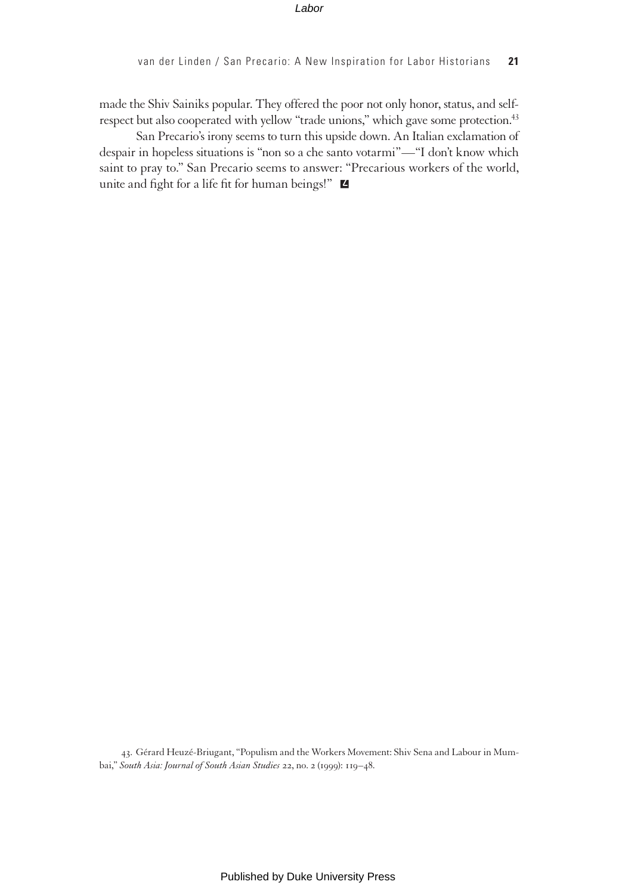made the Shiv Sainiks popular. They offered the poor not only honor, status, and self-respect but also cooperated with yellow "trade unions," which gave some protection.[43]

San Precario's irony seems to turn this upside down. An Italian exclamation of despair in hopeless situations is "non so a che santo votarmi"—"I don't know which saint to pray to." San Precario seems to answer: "Precarious workers of the world, unite and fight for a life fit for human beings!"

43. Gérard Heuzé-Briugant, "Populism and the Workers Movement: Shiv Sena and Labour in Mumbai," *South Asia: Journal of South Asian Studies* 22, no. 2 (1999): 119–48.